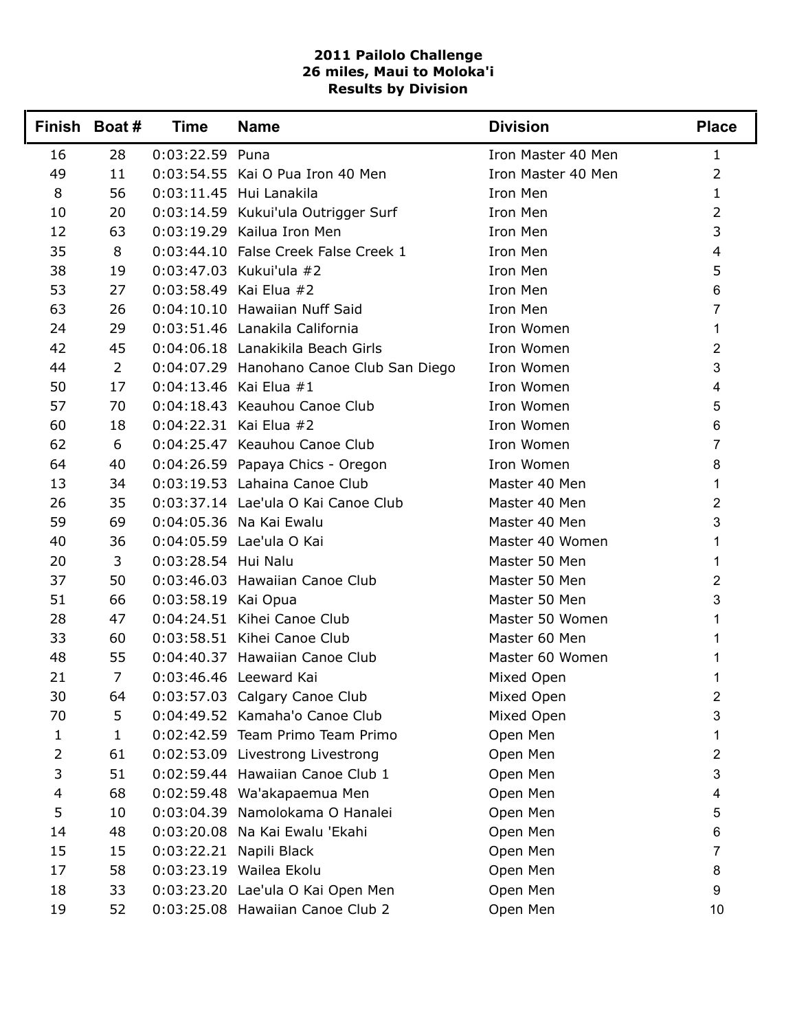**2011 Pailolo Challenge**
**26 miles, Maui to Moloka'i**
**Results by Division**

| Finish | Boat # | Time | Name | Division | Place |
|---|---|---|---|---|---|
| 16 | 28 | 0:03:22.59 | Puna | Iron Master 40 Men | 1 |
| 49 | 11 | 0:03:54.55 | Kai O Pua Iron 40 Men | Iron Master 40 Men | 2 |
| 8 | 56 | 0:03:11.45 | Hui Lanakila | Iron Men | 1 |
| 10 | 20 | 0:03:14.59 | Kukui'ula Outrigger Surf | Iron Men | 2 |
| 12 | 63 | 0:03:19.29 | Kailua Iron Men | Iron Men | 3 |
| 35 | 8 | 0:03:44.10 | False Creek False Creek 1 | Iron Men | 4 |
| 38 | 19 | 0:03:47.03 | Kukui'ula #2 | Iron Men | 5 |
| 53 | 27 | 0:03:58.49 | Kai Elua #2 | Iron Men | 6 |
| 63 | 26 | 0:04:10.10 | Hawaiian Nuff Said | Iron Men | 7 |
| 24 | 29 | 0:03:51.46 | Lanakila California | Iron Women | 1 |
| 42 | 45 | 0:04:06.18 | Lanakikila Beach Girls | Iron Women | 2 |
| 44 | 2 | 0:04:07.29 | Hanohano Canoe Club San Diego | Iron Women | 3 |
| 50 | 17 | 0:04:13.46 | Kai Elua #1 | Iron Women | 4 |
| 57 | 70 | 0:04:18.43 | Keauhou Canoe Club | Iron Women | 5 |
| 60 | 18 | 0:04:22.31 | Kai Elua #2 | Iron Women | 6 |
| 62 | 6 | 0:04:25.47 | Keauhou Canoe Club | Iron Women | 7 |
| 64 | 40 | 0:04:26.59 | Papaya Chics - Oregon | Iron Women | 8 |
| 13 | 34 | 0:03:19.53 | Lahaina Canoe Club | Master 40 Men | 1 |
| 26 | 35 | 0:03:37.14 | Lae'ula O Kai Canoe Club | Master 40 Men | 2 |
| 59 | 69 | 0:04:05.36 | Na Kai Ewalu | Master 40 Men | 3 |
| 40 | 36 | 0:04:05.59 | Lae'ula O Kai | Master 40 Women | 1 |
| 20 | 3 | 0:03:28.54 | Hui Nalu | Master 50 Men | 1 |
| 37 | 50 | 0:03:46.03 | Hawaiian Canoe Club | Master 50 Men | 2 |
| 51 | 66 | 0:03:58.19 | Kai Opua | Master 50 Men | 3 |
| 28 | 47 | 0:04:24.51 | Kihei Canoe Club | Master 50 Women | 1 |
| 33 | 60 | 0:03:58.51 | Kihei Canoe Club | Master 60 Men | 1 |
| 48 | 55 | 0:04:40.37 | Hawaiian Canoe Club | Master 60 Women | 1 |
| 21 | 7 | 0:03:46.46 | Leeward Kai | Mixed Open | 1 |
| 30 | 64 | 0:03:57.03 | Calgary Canoe Club | Mixed Open | 2 |
| 70 | 5 | 0:04:49.52 | Kamaha'o Canoe Club | Mixed Open | 3 |
| 1 | 1 | 0:02:42.59 | Team Primo Team Primo | Open Men | 1 |
| 2 | 61 | 0:02:53.09 | Livestrong Livestrong | Open Men | 2 |
| 3 | 51 | 0:02:59.44 | Hawaiian Canoe Club 1 | Open Men | 3 |
| 4 | 68 | 0:02:59.48 | Wa'akapaemua Men | Open Men | 4 |
| 5 | 10 | 0:03:04.39 | Namolokama O Hanalei | Open Men | 5 |
| 14 | 48 | 0:03:20.08 | Na Kai Ewalu 'Ekahi | Open Men | 6 |
| 15 | 15 | 0:03:22.21 | Napili Black | Open Men | 7 |
| 17 | 58 | 0:03:23.19 | Wailea Ekolu | Open Men | 8 |
| 18 | 33 | 0:03:23.20 | Lae'ula O Kai Open Men | Open Men | 9 |
| 19 | 52 | 0:03:25.08 | Hawaiian Canoe Club 2 | Open Men | 10 |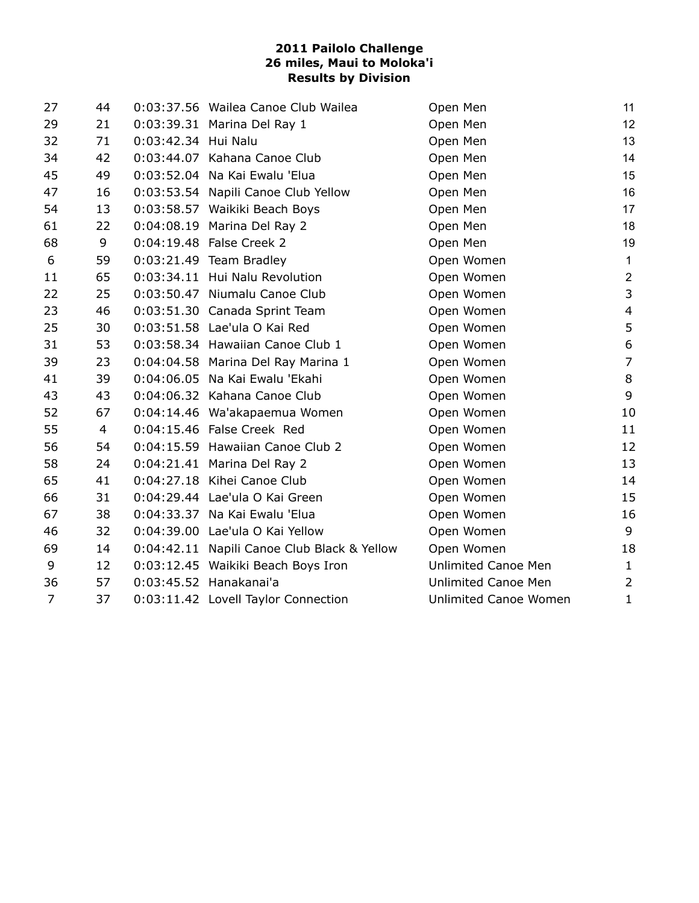**2011 Pailolo Challenge**
**26 miles, Maui to Moloka'i**
**Results by Division**

| | | | | | |
|---|---|---|---|---|---|
| 27 | 44 | 0:03:37.56 | Wailea Canoe Club Wailea | Open Men | 11 |
| 29 | 21 | 0:03:39.31 | Marina Del Ray 1 | Open Men | 12 |
| 32 | 71 | 0:03:42.34 | Hui Nalu | Open Men | 13 |
| 34 | 42 | 0:03:44.07 | Kahana Canoe Club | Open Men | 14 |
| 45 | 49 | 0:03:52.04 | Na Kai Ewalu 'Elua | Open Men | 15 |
| 47 | 16 | 0:03:53.54 | Napili Canoe Club Yellow | Open Men | 16 |
| 54 | 13 | 0:03:58.57 | Waikiki Beach Boys | Open Men | 17 |
| 61 | 22 | 0:04:08.19 | Marina Del Ray 2 | Open Men | 18 |
| 68 | 9 | 0:04:19.48 | False Creek 2 | Open Men | 19 |
| 6 | 59 | 0:03:21.49 | Team Bradley | Open Women | 1 |
| 11 | 65 | 0:03:34.11 | Hui Nalu Revolution | Open Women | 2 |
| 22 | 25 | 0:03:50.47 | Niumalu Canoe Club | Open Women | 3 |
| 23 | 46 | 0:03:51.30 | Canada Sprint Team | Open Women | 4 |
| 25 | 30 | 0:03:51.58 | Lae'ula O Kai Red | Open Women | 5 |
| 31 | 53 | 0:03:58.34 | Hawaiian Canoe Club 1 | Open Women | 6 |
| 39 | 23 | 0:04:04.58 | Marina Del Ray Marina 1 | Open Women | 7 |
| 41 | 39 | 0:04:06.05 | Na Kai Ewalu 'Ekahi | Open Women | 8 |
| 43 | 43 | 0:04:06.32 | Kahana Canoe Club | Open Women | 9 |
| 52 | 67 | 0:04:14.46 | Wa'akapaemua Women | Open Women | 10 |
| 55 | 4 | 0:04:15.46 | False Creek Red | Open Women | 11 |
| 56 | 54 | 0:04:15.59 | Hawaiian Canoe Club 2 | Open Women | 12 |
| 58 | 24 | 0:04:21.41 | Marina Del Ray 2 | Open Women | 13 |
| 65 | 41 | 0:04:27.18 | Kihei Canoe Club | Open Women | 14 |
| 66 | 31 | 0:04:29.44 | Lae'ula O Kai Green | Open Women | 15 |
| 67 | 38 | 0:04:33.37 | Na Kai Ewalu 'Elua | Open Women | 16 |
| 46 | 32 | 0:04:39.00 | Lae'ula O Kai Yellow | Open Women | 9 |
| 69 | 14 | 0:04:42.11 | Napili Canoe Club Black & Yellow | Open Women | 18 |
| 9 | 12 | 0:03:12.45 | Waikiki Beach Boys Iron | Unlimited Canoe Men | 1 |
| 36 | 57 | 0:03:45.52 | Hanakanai'a | Unlimited Canoe Men | 2 |
| 7 | 37 | 0:03:11.42 | Lovell Taylor Connection | Unlimited Canoe Women | 1 |